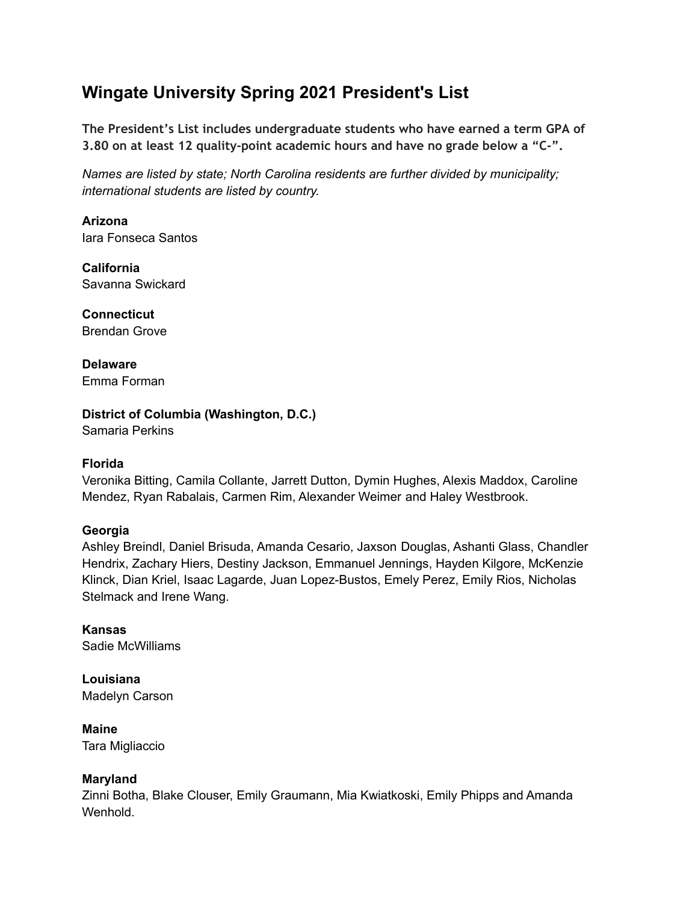# Wingate University Spring 2021 President's List

**The President's List includes undergraduate students who have earned a term GPA of 3.80 on at least 12 quality-point academic hours and have no grade below a "C-".**

*Names are listed by state; North Carolina residents are further divided by municipality; international students are listed by country.*

**Arizona**
Iara Fonseca Santos

**California**
Savanna Swickard

**Connecticut**
Brendan Grove

**Delaware**
Emma Forman

**District of Columbia (Washington, D.C.)**
Samaria Perkins

**Florida**
Veronika Bitting, Camila Collante, Jarrett Dutton, Dymin Hughes, Alexis Maddox, Caroline Mendez, Ryan Rabalais, Carmen Rim, Alexander Weimer and Haley Westbrook.

**Georgia**
Ashley Breindl, Daniel Brisuda, Amanda Cesario, Jaxson Douglas, Ashanti Glass, Chandler Hendrix, Zachary Hiers, Destiny Jackson, Emmanuel Jennings, Hayden Kilgore, McKenzie Klinck, Dian Kriel, Isaac Lagarde, Juan Lopez-Bustos, Emely Perez, Emily Rios, Nicholas Stelmack and Irene Wang.

**Kansas**
Sadie McWilliams

**Louisiana**
Madelyn Carson

**Maine**
Tara Migliaccio

**Maryland**
Zinni Botha, Blake Clouser, Emily Graumann, Mia Kwiatkoski, Emily Phipps and Amanda Wenhold.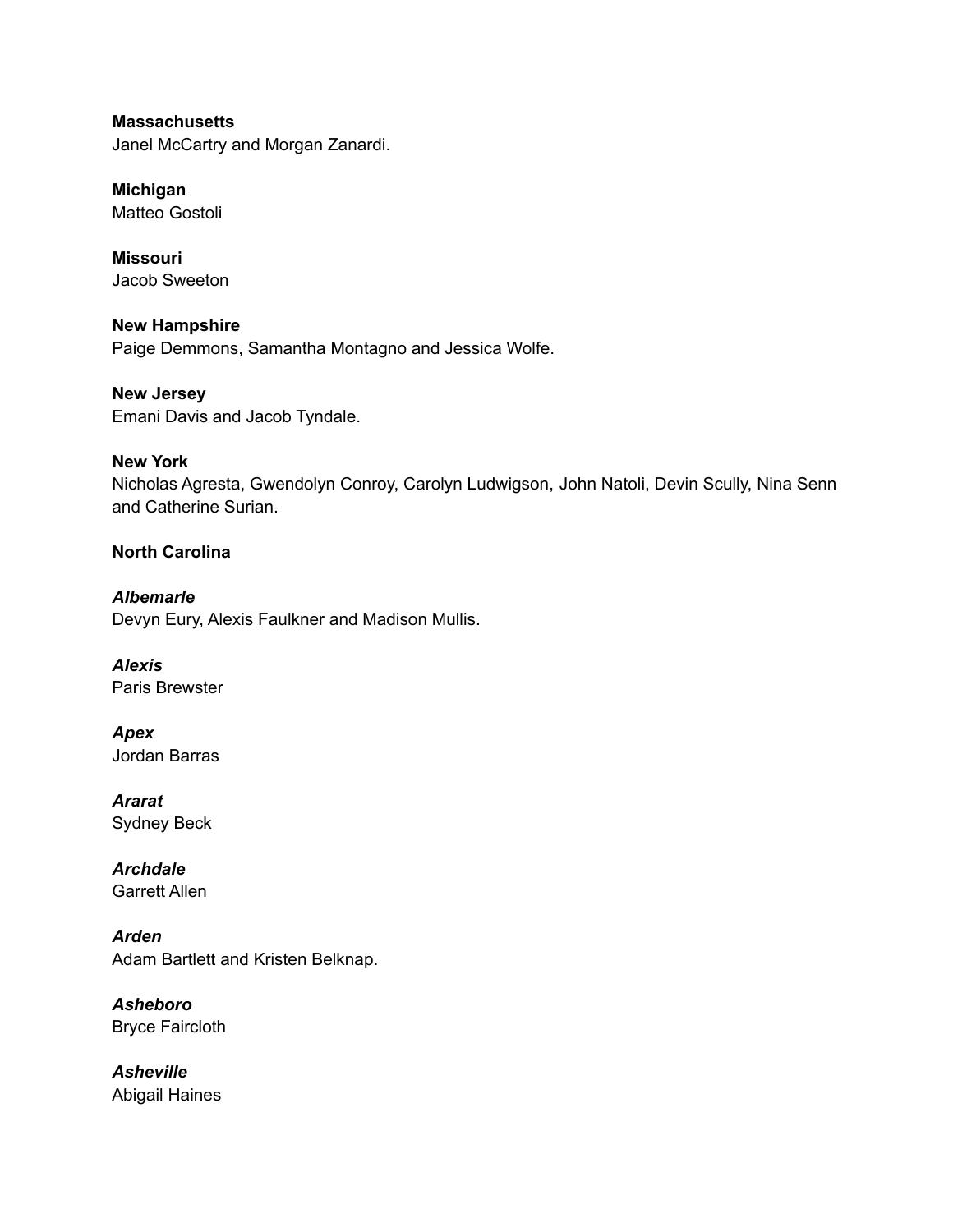**Massachusetts**
Janel McCartry and Morgan Zanardi.

**Michigan**
Matteo Gostoli

**Missouri**
Jacob Sweeton

**New Hampshire**
Paige Demmons, Samantha Montagno and Jessica Wolfe.

**New Jersey**
Emani Davis and Jacob Tyndale.

**New York**
Nicholas Agresta, Gwendolyn Conroy, Carolyn Ludwigson, John Natoli, Devin Scully, Nina Senn and Catherine Surian.

**North Carolina**

***Albemarle***
Devyn Eury, Alexis Faulkner and Madison Mullis.

***Alexis***
Paris Brewster

***Apex***
Jordan Barras

***Ararat***
Sydney Beck

***Archdale***
Garrett Allen

***Arden***
Adam Bartlett and Kristen Belknap.

***Asheboro***
Bryce Faircloth

***Asheville***
Abigail Haines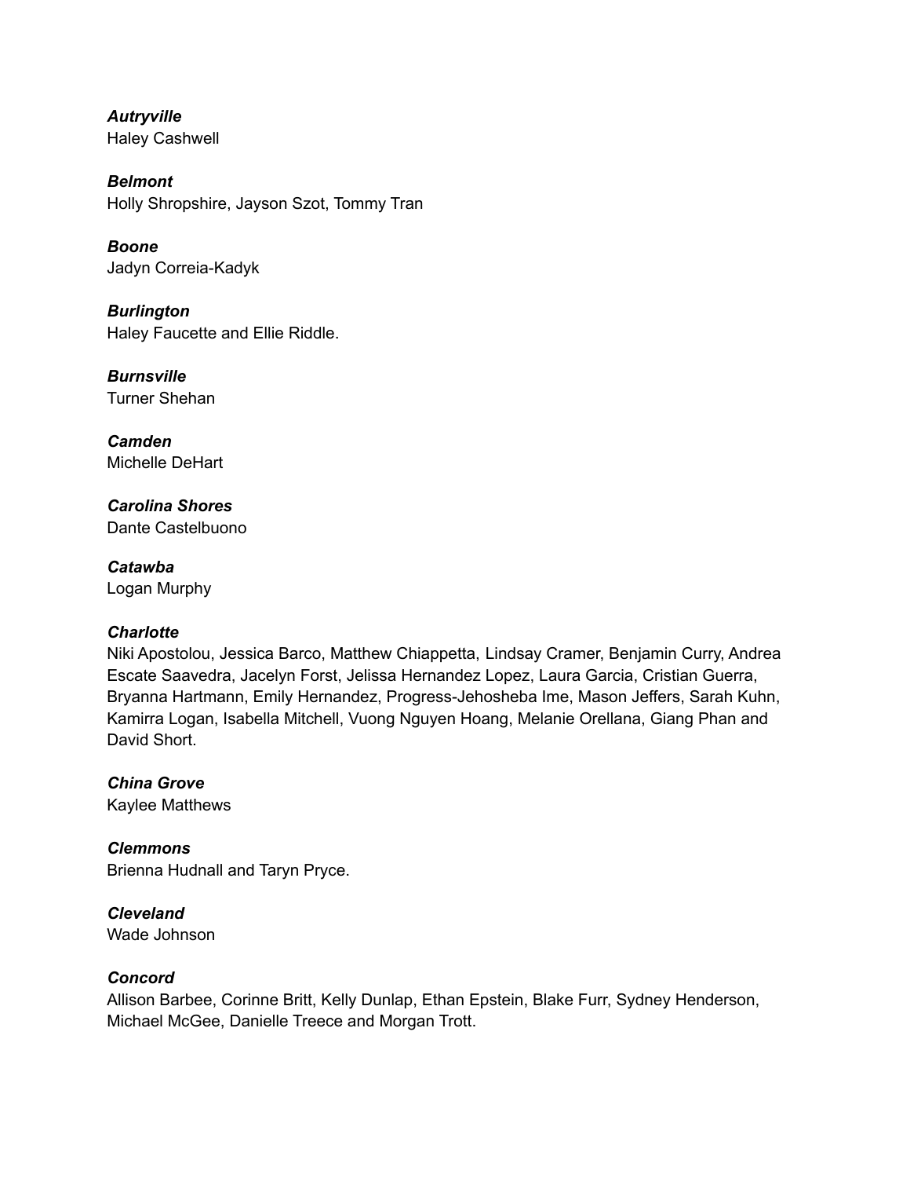***Autryville***
Haley Cashwell

***Belmont***
Holly Shropshire, Jayson Szot, Tommy Tran

***Boone***
Jadyn Correia-Kadyk

***Burlington***
Haley Faucette and Ellie Riddle.

***Burnsville***
Turner Shehan

***Camden***
Michelle DeHart

***Carolina Shores***
Dante Castelbuono

***Catawba***
Logan Murphy

***Charlotte***
Niki Apostolou, Jessica Barco, Matthew Chiappetta, Lindsay Cramer, Benjamin Curry, Andrea Escate Saavedra, Jacelyn Forst, Jelissa Hernandez Lopez, Laura Garcia, Cristian Guerra, Bryanna Hartmann, Emily Hernandez, Progress-Jehosheba Ime, Mason Jeffers, Sarah Kuhn, Kamirra Logan, Isabella Mitchell, Vuong Nguyen Hoang, Melanie Orellana, Giang Phan and David Short.

***China Grove***
Kaylee Matthews

***Clemmons***
Brienna Hudnall and Taryn Pryce.

***Cleveland***
Wade Johnson

***Concord***
Allison Barbee, Corinne Britt, Kelly Dunlap, Ethan Epstein, Blake Furr, Sydney Henderson, Michael McGee, Danielle Treece and Morgan Trott.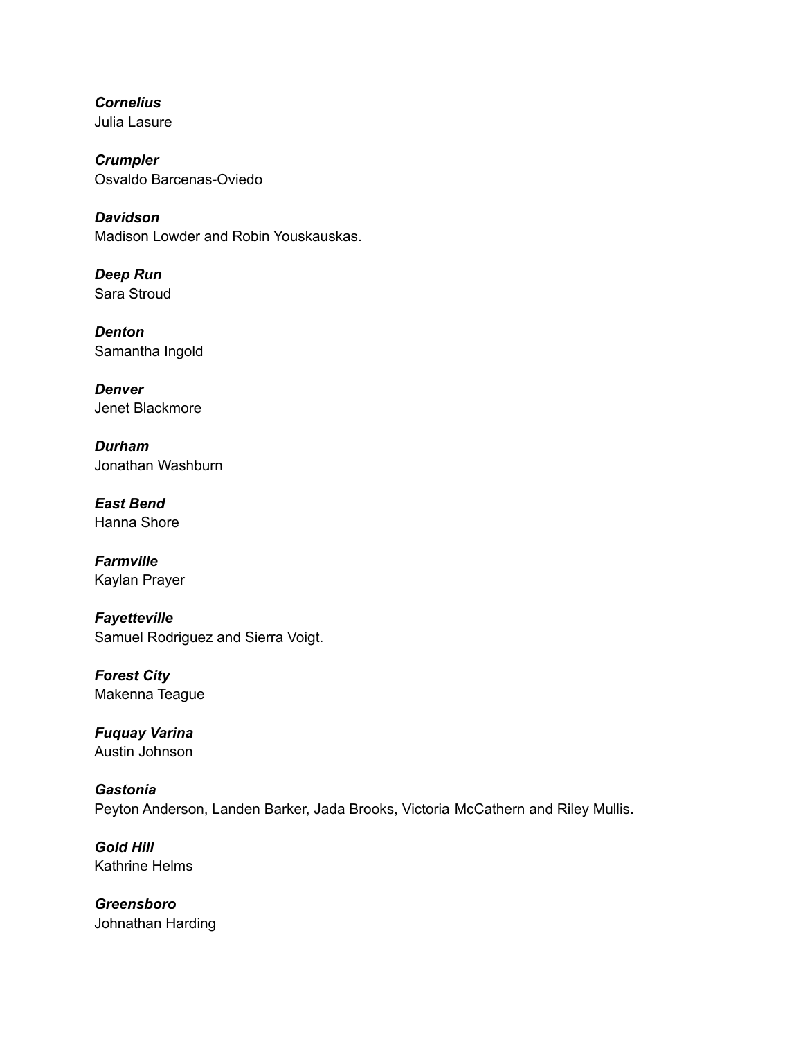***Cornelius***
Julia Lasure

***Crumpler***
Osvaldo Barcenas-Oviedo

***Davidson***
Madison Lowder and Robin Youskauskas.

***Deep Run***
Sara Stroud

***Denton***
Samantha Ingold

***Denver***
Jenet Blackmore

***Durham***
Jonathan Washburn

***East Bend***
Hanna Shore

***Farmville***
Kaylan Prayer

***Fayetteville***
Samuel Rodriguez and Sierra Voigt.

***Forest City***
Makenna Teague

***Fuquay Varina***
Austin Johnson

***Gastonia***
Peyton Anderson, Landen Barker, Jada Brooks, Victoria McCathern and Riley Mullis.

***Gold Hill***
Kathrine Helms

***Greensboro***
Johnathan Harding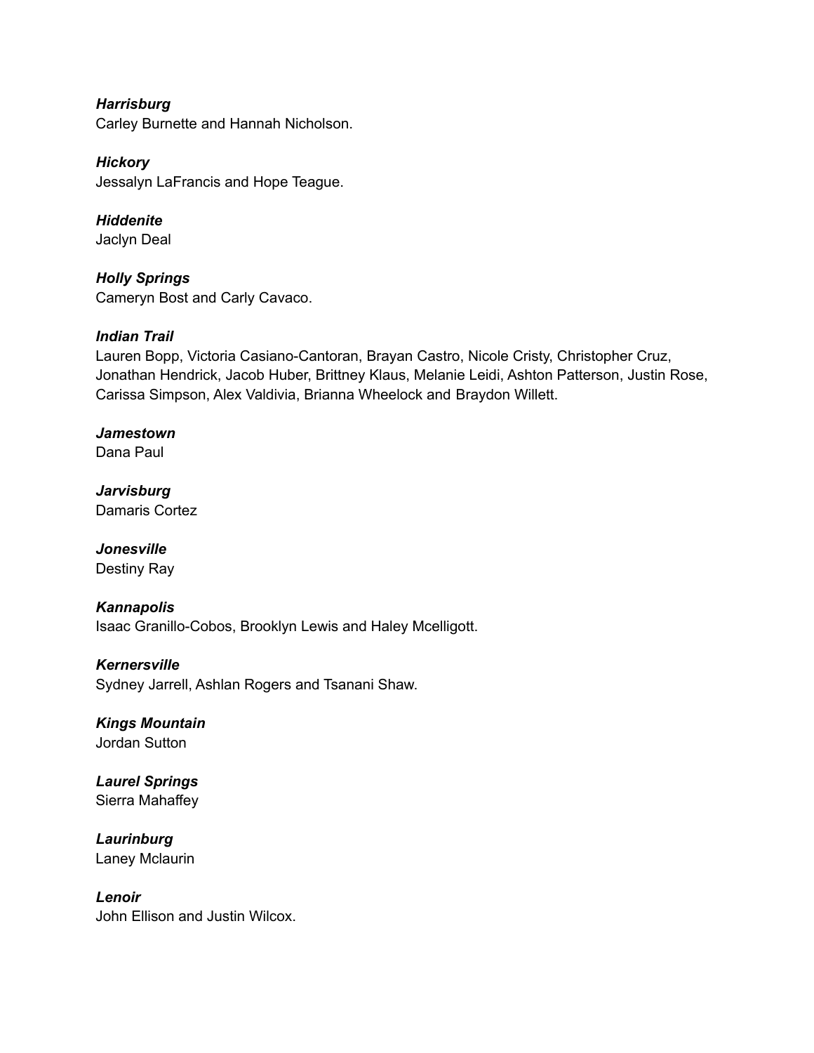***Harrisburg***
Carley Burnette and Hannah Nicholson.

***Hickory***
Jessalyn LaFrancis and Hope Teague.

***Hiddenite***
Jaclyn Deal

***Holly Springs***
Cameryn Bost and Carly Cavaco.

***Indian Trail***
Lauren Bopp, Victoria Casiano-Cantoran, Brayan Castro, Nicole Cristy, Christopher Cruz, Jonathan Hendrick, Jacob Huber, Brittney Klaus, Melanie Leidi, Ashton Patterson, Justin Rose, Carissa Simpson, Alex Valdivia, Brianna Wheelock and Braydon Willett.

***Jamestown***
Dana Paul

***Jarvisburg***
Damaris Cortez

***Jonesville***
Destiny Ray

***Kannapolis***
Isaac Granillo-Cobos, Brooklyn Lewis and Haley Mcelligott.

***Kernersville***
Sydney Jarrell, Ashlan Rogers and Tsanani Shaw.

***Kings Mountain***
Jordan Sutton

***Laurel Springs***
Sierra Mahaffey

***Laurinburg***
Laney Mclaurin

***Lenoir***
John Ellison and Justin Wilcox.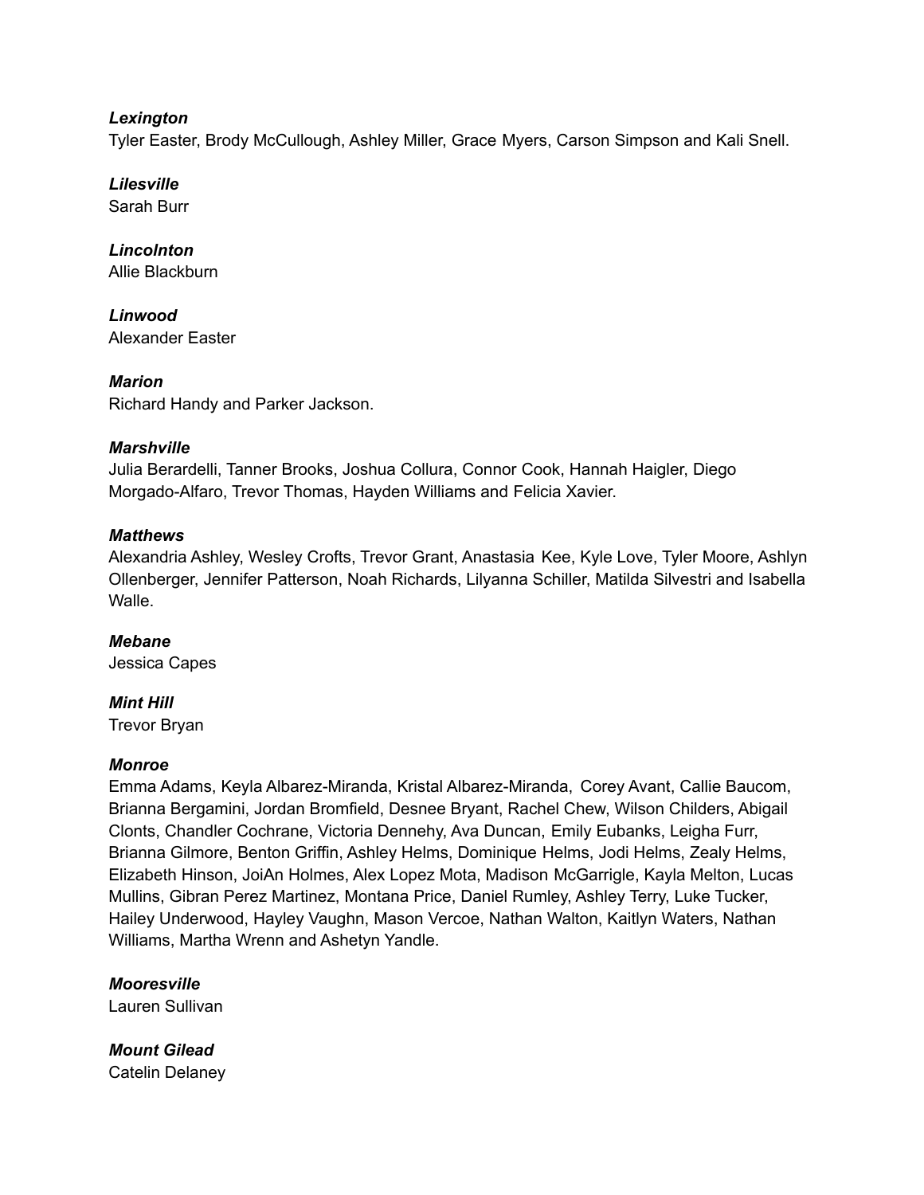***Lexington***
Tyler Easter, Brody McCullough, Ashley Miller, Grace Myers, Carson Simpson and Kali Snell.

***Lilesville***
Sarah Burr

***Lincolnton***
Allie Blackburn

***Linwood***
Alexander Easter

***Marion***
Richard Handy and Parker Jackson.

***Marshville***
Julia Berardelli, Tanner Brooks, Joshua Collura, Connor Cook, Hannah Haigler, Diego Morgado-Alfaro, Trevor Thomas, Hayden Williams and Felicia Xavier.

***Matthews***
Alexandria Ashley, Wesley Crofts, Trevor Grant, Anastasia Kee, Kyle Love, Tyler Moore, Ashlyn Ollenberger, Jennifer Patterson, Noah Richards, Lilyanna Schiller, Matilda Silvestri and Isabella Walle.

***Mebane***
Jessica Capes

***Mint Hill***
Trevor Bryan

***Monroe***
Emma Adams, Keyla Albarez-Miranda, Kristal Albarez-Miranda, Corey Avant, Callie Baucom, Brianna Bergamini, Jordan Bromfield, Desnee Bryant, Rachel Chew, Wilson Childers, Abigail Clonts, Chandler Cochrane, Victoria Dennehy, Ava Duncan, Emily Eubanks, Leigha Furr, Brianna Gilmore, Benton Griffin, Ashley Helms, Dominique Helms, Jodi Helms, Zealy Helms, Elizabeth Hinson, JoiAn Holmes, Alex Lopez Mota, Madison McGarrigle, Kayla Melton, Lucas Mullins, Gibran Perez Martinez, Montana Price, Daniel Rumley, Ashley Terry, Luke Tucker, Hailey Underwood, Hayley Vaughn, Mason Vercoe, Nathan Walton, Kaitlyn Waters, Nathan Williams, Martha Wrenn and Ashetyn Yandle.

***Mooresville***
Lauren Sullivan

***Mount Gilead***
Catelin Delaney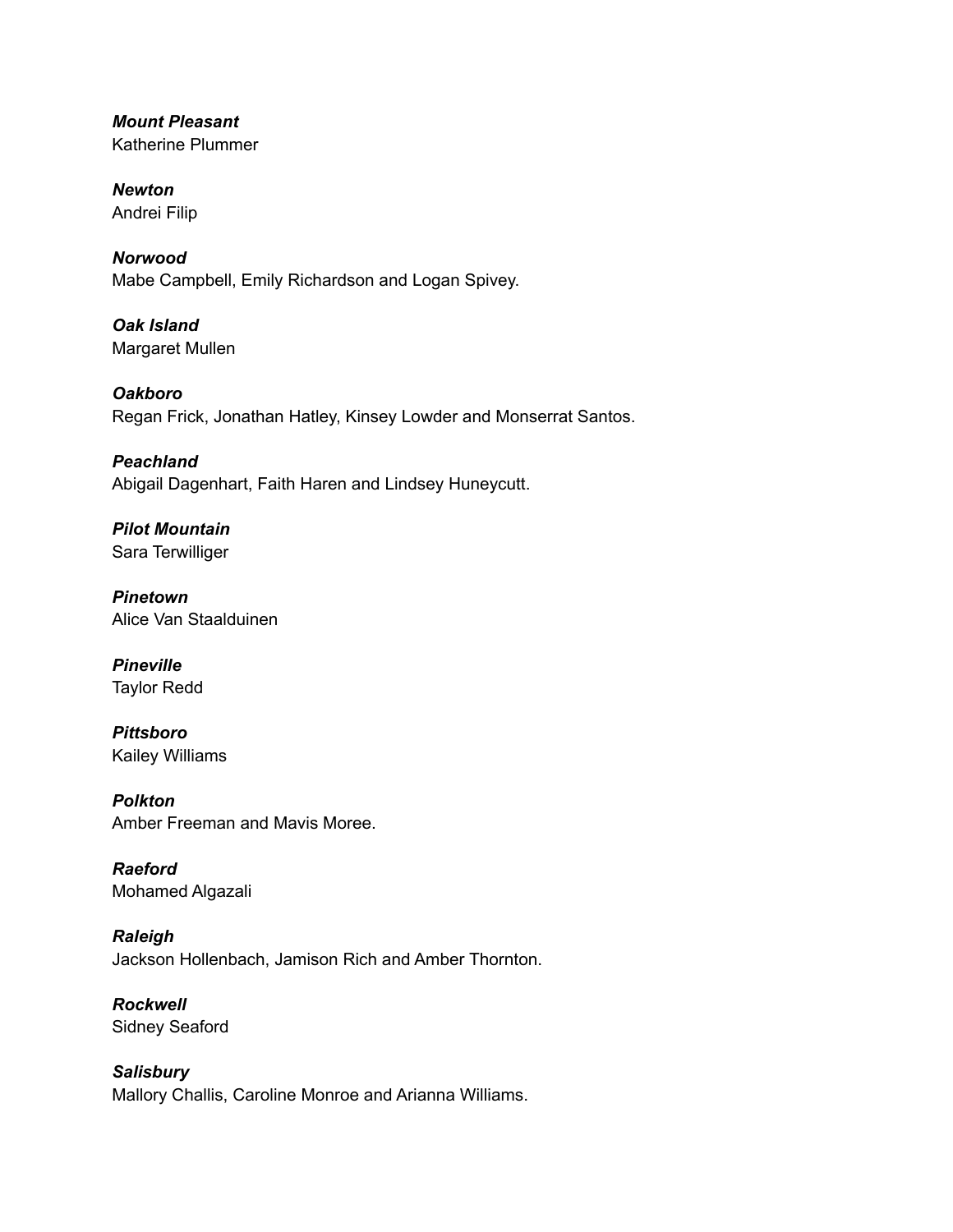***Mount Pleasant***
Katherine Plummer

***Newton***
Andrei Filip

***Norwood***
Mabe Campbell, Emily Richardson and Logan Spivey.

***Oak Island***
Margaret Mullen

***Oakboro***
Regan Frick, Jonathan Hatley, Kinsey Lowder and Monserrat Santos.

***Peachland***
Abigail Dagenhart, Faith Haren and Lindsey Huneycutt.

***Pilot Mountain***
Sara Terwilliger

***Pinetown***
Alice Van Staalduinen

***Pineville***
Taylor Redd

***Pittsboro***
Kailey Williams

***Polkton***
Amber Freeman and Mavis Moree.

***Raeford***
Mohamed Algazali

***Raleigh***
Jackson Hollenbach, Jamison Rich and Amber Thornton.

***Rockwell***
Sidney Seaford

***Salisbury***
Mallory Challis, Caroline Monroe and Arianna Williams.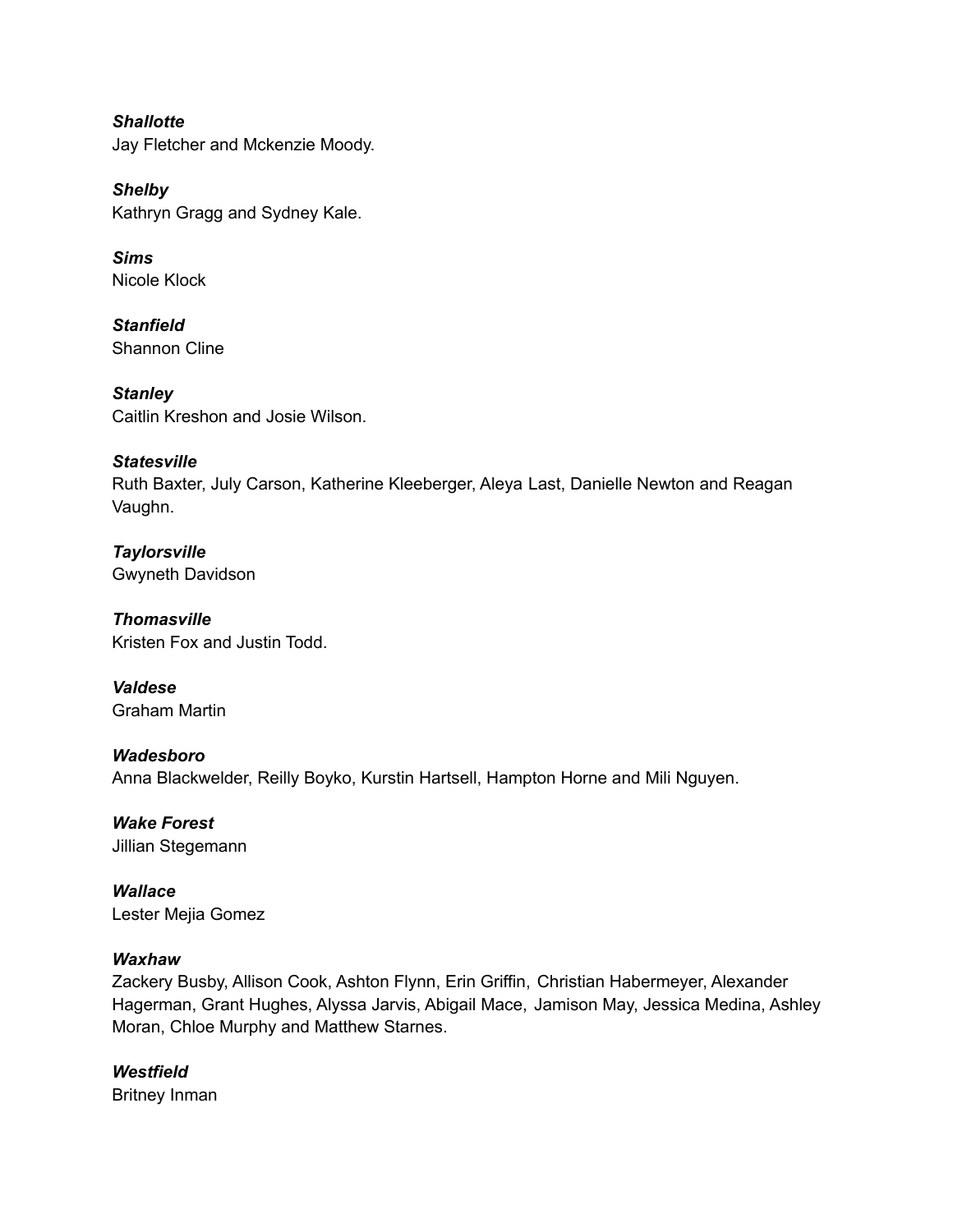***Shallotte***
Jay Fletcher and Mckenzie Moody.

***Shelby***
Kathryn Gragg and Sydney Kale.

***Sims***
Nicole Klock

***Stanfield***
Shannon Cline

***Stanley***
Caitlin Kreshon and Josie Wilson.

***Statesville***
Ruth Baxter, July Carson, Katherine Kleeberger, Aleya Last, Danielle Newton and Reagan Vaughn.

***Taylorsville***
Gwyneth Davidson

***Thomasville***
Kristen Fox and Justin Todd.

***Valdese***
Graham Martin

***Wadesboro***
Anna Blackwelder, Reilly Boyko, Kurstin Hartsell, Hampton Horne and Mili Nguyen.

***Wake Forest***
Jillian Stegemann

***Wallace***
Lester Mejia Gomez

***Waxhaw***
Zackery Busby, Allison Cook, Ashton Flynn, Erin Griffin, Christian Habermeyer, Alexander Hagerman, Grant Hughes, Alyssa Jarvis, Abigail Mace, Jamison May, Jessica Medina, Ashley Moran, Chloe Murphy and Matthew Starnes.

***Westfield***
Britney Inman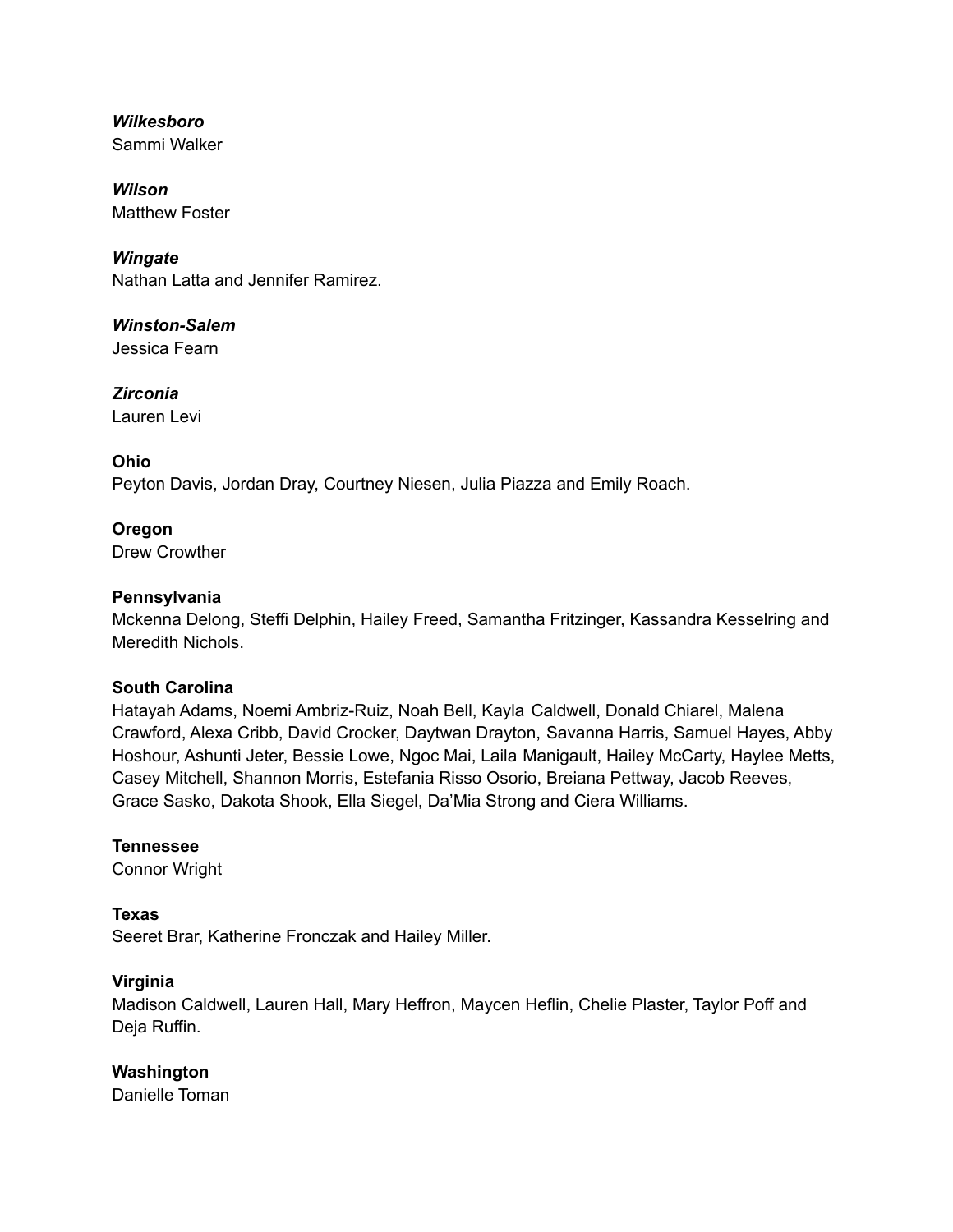***Wilkesboro***
Sammi Walker

***Wilson***
Matthew Foster

***Wingate***
Nathan Latta and Jennifer Ramirez.

***Winston-Salem***
Jessica Fearn

***Zirconia***
Lauren Levi

**Ohio**
Peyton Davis, Jordan Dray, Courtney Niesen, Julia Piazza and Emily Roach.

**Oregon**
Drew Crowther

**Pennsylvania**
Mckenna Delong, Steffi Delphin, Hailey Freed, Samantha Fritzinger, Kassandra Kesselring and Meredith Nichols.

**South Carolina**
Hatayah Adams, Noemi Ambriz-Ruiz, Noah Bell, Kayla Caldwell, Donald Chiarel, Malena Crawford, Alexa Cribb, David Crocker, Daytwan Drayton, Savanna Harris, Samuel Hayes, Abby Hoshour, Ashunti Jeter, Bessie Lowe, Ngoc Mai, Laila Manigault, Hailey McCarty, Haylee Metts, Casey Mitchell, Shannon Morris, Estefania Risso Osorio, Breiana Pettway, Jacob Reeves, Grace Sasko, Dakota Shook, Ella Siegel, Da'Mia Strong and Ciera Williams.

**Tennessee**
Connor Wright

**Texas**
Seeret Brar, Katherine Fronczak and Hailey Miller.

**Virginia**
Madison Caldwell, Lauren Hall, Mary Heffron, Maycen Heflin, Chelie Plaster, Taylor Poff and Deja Ruffin.

**Washington**
Danielle Toman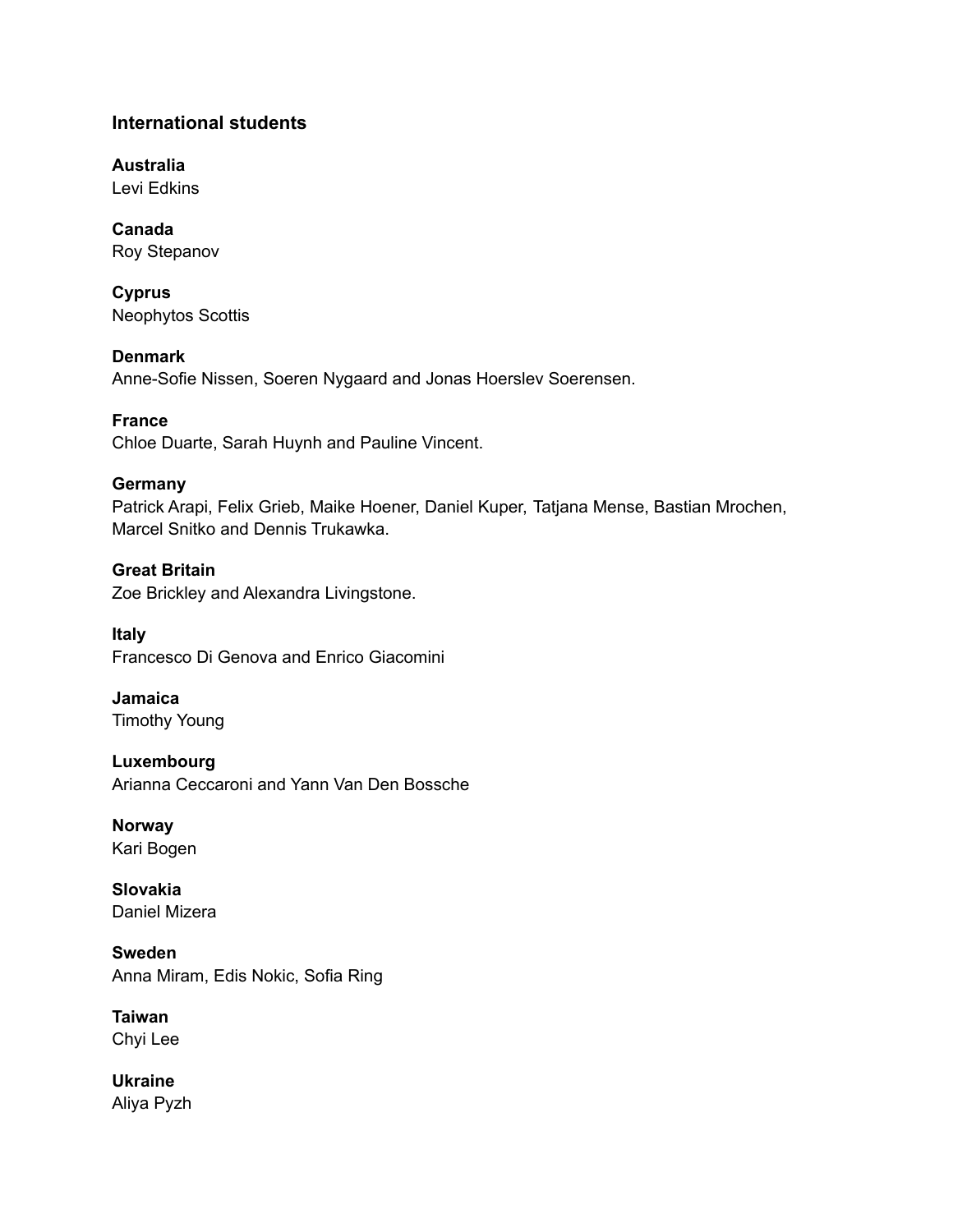### International students

**Australia**
Levi Edkins

**Canada**
Roy Stepanov

**Cyprus**
Neophytos Scottis

**Denmark**
Anne-Sofie Nissen, Soeren Nygaard and Jonas Hoerslev Soerensen.

**France**
Chloe Duarte, Sarah Huynh and Pauline Vincent.

**Germany**
Patrick Arapi, Felix Grieb, Maike Hoener, Daniel Kuper, Tatjana Mense, Bastian Mrochen, Marcel Snitko and Dennis Trukawka.

**Great Britain**
Zoe Brickley and Alexandra Livingstone.

**Italy**
Francesco Di Genova and Enrico Giacomini

**Jamaica**
Timothy Young

**Luxembourg**
Arianna Ceccaroni and Yann Van Den Bossche

**Norway**
Kari Bogen

**Slovakia**
Daniel Mizera

**Sweden**
Anna Miram, Edis Nokic, Sofia Ring

**Taiwan**
Chyi Lee

**Ukraine**
Aliya Pyzh